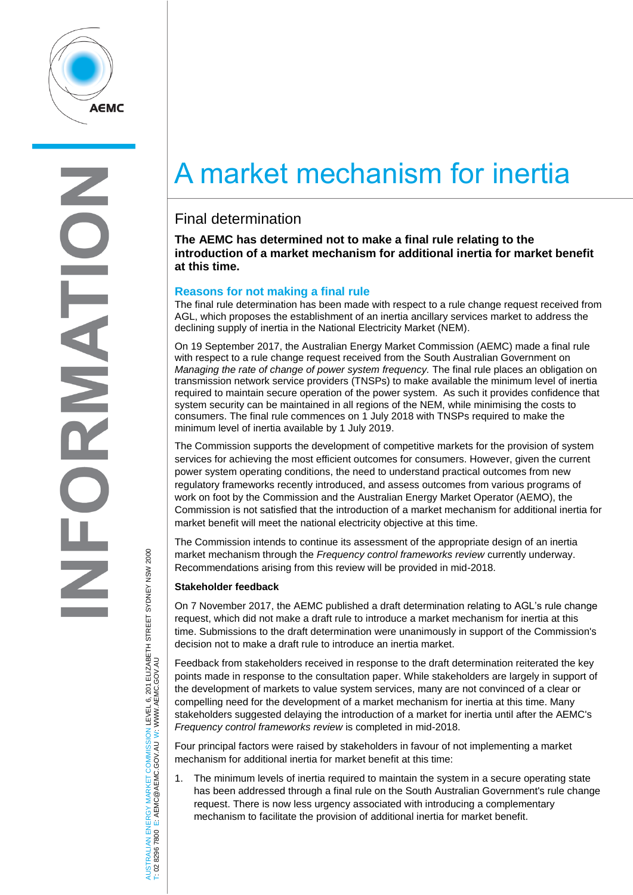# A market mechanism for inertia

## Final determination

**The AEMC has determined not to make a final rule relating to the introduction of a market mechanism for additional inertia for market benefit at this time.**

### Reasons for not making a final rule

The final rule determination has been made with respect to a rule change request received from AGL, which proposes the establishment of an inertia ancillary services market to address the declining supply of inertia in the National Electricity Market (NEM).

On 19 September 2017, the Australian Energy Market Commission (AEMC) made a final rule with respect to a rule change request received from the South Australian Government on *Managing the rate of change of power system frequency.* The final rule places an obligation on transmission network service providers (TNSPs) to make available the minimum level of inertia required to maintain secure operation of the power system. As such it provides confidence that system security can be maintained in all regions of the NEM, while minimising the costs to consumers. The final rule commences on 1 July 2018 with TNSPs required to make the minimum level of inertia available by 1 July 2019.

The Commission supports the development of competitive markets for the provision of system services for achieving the most efficient outcomes for consumers. However, given the current power system operating conditions, the need to understand practical outcomes from new regulatory frameworks recently introduced, and assess outcomes from various programs of work on foot by the Commission and the Australian Energy Market Operator (AEMO), the Commission is not satisfied that the introduction of a market mechanism for additional inertia for market benefit will meet the national electricity objective at this time.

The Commission intends to continue its assessment of the appropriate design of an inertia market mechanism through the *Frequency control frameworks review* currently underway. Recommendations arising from this review will be provided in mid-2018.

**Stakeholder feedback**

On 7 November 2017, the AEMC published a draft determination relating to AGL's rule change request, which did not make a draft rule to introduce a market mechanism for inertia at this time. Submissions to the draft determination were unanimously in support of the Commission's decision not to make a draft rule to introduce an inertia market.

Feedback from stakeholders received in response to the draft determination reiterated the key points made in response to the consultation paper. While stakeholders are largely in support of the development of markets to value system services, many are not convinced of a clear or compelling need for the development of a market mechanism for inertia at this time. Many stakeholders suggested delaying the introduction of a market for inertia until after the AEMC's *Frequency control frameworks review* is completed in mid-2018.

Four principal factors were raised by stakeholders in favour of not implementing a market mechanism for additional inertia for market benefit at this time:

1. The minimum levels of inertia required to maintain the system in a secure operating state has been addressed through a final rule on the South Australian Government's rule change request. There is now less urgency associated with introducing a complementary mechanism to facilitate the provision of additional inertia for market benefit.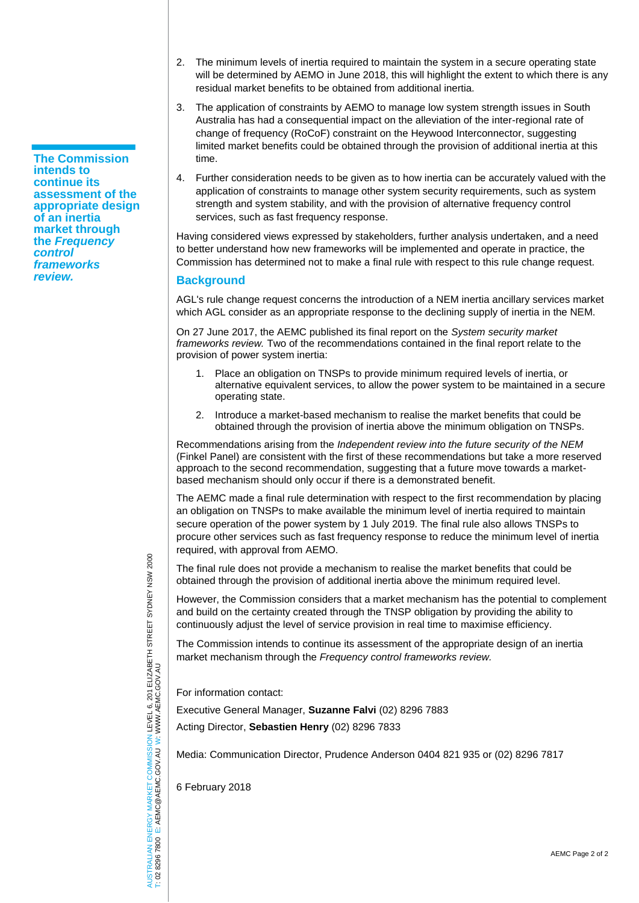**The Commission intends to continue its assessment of the appropriate design of an inertia market through the *Frequency control frameworks review.***

2. The minimum levels of inertia required to maintain the system in a secure operating state will be determined by AEMO in June 2018, this will highlight the extent to which there is any residual market benefits to be obtained from additional inertia.
3. The application of constraints by AEMO to manage low system strength issues in South Australia has had a consequential impact on the alleviation of the inter-regional rate of change of frequency (RoCoF) constraint on the Heywood Interconnector, suggesting limited market benefits could be obtained through the provision of additional inertia at this time.
4. Further consideration needs to be given as to how inertia can be accurately valued with the application of constraints to manage other system security requirements, such as system strength and system stability, and with the provision of alternative frequency control services, such as fast frequency response.

Having considered views expressed by stakeholders, further analysis undertaken, and a need to better understand how new frameworks will be implemented and operate in practice, the Commission has determined not to make a final rule with respect to this rule change request.

## Background

AGL's rule change request concerns the introduction of a NEM inertia ancillary services market which AGL consider as an appropriate response to the declining supply of inertia in the NEM.

On 27 June 2017, the AEMC published its final report on the *System security market frameworks review.* Two of the recommendations contained in the final report relate to the provision of power system inertia:

1. Place an obligation on TNSPs to provide minimum required levels of inertia, or alternative equivalent services, to allow the power system to be maintained in a secure operating state.
2. Introduce a market-based mechanism to realise the market benefits that could be obtained through the provision of inertia above the minimum obligation on TNSPs.

Recommendations arising from the *Independent review into the future security of the NEM* (Finkel Panel) are consistent with the first of these recommendations but take a more reserved approach to the second recommendation, suggesting that a future move towards a market-based mechanism should only occur if there is a demonstrated benefit.

The AEMC made a final rule determination with respect to the first recommendation by placing an obligation on TNSPs to make available the minimum level of inertia required to maintain secure operation of the power system by 1 July 2019. The final rule also allows TNSPs to procure other services such as fast frequency response to reduce the minimum level of inertia required, with approval from AEMO.

The final rule does not provide a mechanism to realise the market benefits that could be obtained through the provision of additional inertia above the minimum required level.

However, the Commission considers that a market mechanism has the potential to complement and build on the certainty created through the TNSP obligation by providing the ability to continuously adjust the level of service provision in real time to maximise efficiency.

The Commission intends to continue its assessment of the appropriate design of an inertia market mechanism through the *Frequency control frameworks review.*

For information contact:

Executive General Manager, **Suzanne Falvi** (02) 8296 7883

Acting Director, **Sebastien Henry** (02) 8296 7833

Media: Communication Director, Prudence Anderson 0404 821 935 or (02) 8296 7817

6 February 2018

AUSTRALIAN ENERGY MARKET COMMISSION LEVEL 6, 201 ELIZABETH STREET SYDNEY NSW 2000
T: 02 8296 7800 E: AEMC@AEMC.GOV.AU W: WWW.AEMC.GOV.AU